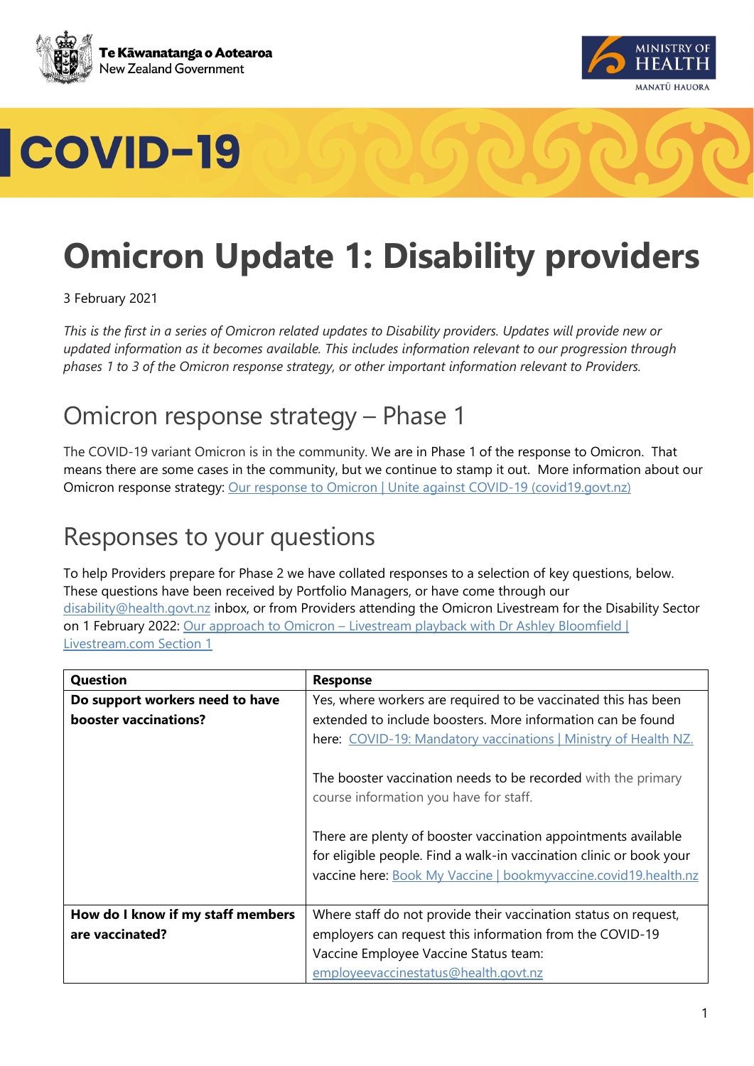# COVID-19

# Omicron Update 1: Disability providers

3 February 2021

*This is the first in a series of Omicron related updates to Disability providers. Updates will provide new or updated information as it becomes available. This includes information relevant to our progression through phases 1 to 3 of the Omicron response strategy, or other important information relevant to Providers.*

## Omicron response strategy – Phase 1

The COVID-19 variant Omicron is in the community. We are in Phase 1 of the response to Omicron. That means there are some cases in the community, but we continue to stamp it out. More information about our Omicron response strategy: [Our response to Omicron | Unite against COVID-19 (covid19.govt.nz)]()

## Responses to your questions

To help Providers prepare for Phase 2 we have collated responses to a selection of key questions, below. These questions have been received by Portfolio Managers, or have come through our disability@health.govt.nz inbox, or from Providers attending the Omicron Livestream for the Disability Sector on 1 February 2022: [Our approach to Omicron – Livestream playback with Dr Ashley Bloomfield | Livestream.com Section 1]()

| Question | Response |
| --- | --- |
| **Do support workers need to have booster vaccinations?** | Yes, where workers are required to be vaccinated this has been extended to include boosters. More information can be found here: [COVID-19: Mandatory vaccinations \| Ministry of Health NZ.]()<br><br>The booster vaccination needs to be recorded with the primary course information you have for staff.<br><br>There are plenty of booster vaccination appointments available for eligible people. Find a walk-in vaccination clinic or book your vaccine here: [Book My Vaccine \| bookmyvaccine.covid19.health.nz]() |
| **How do I know if my staff members are vaccinated?** | Where staff do not provide their vaccination status on request, employers can request this information from the COVID-19 Vaccine Employee Vaccine Status team: employeevaccinestatus@health.govt.nz |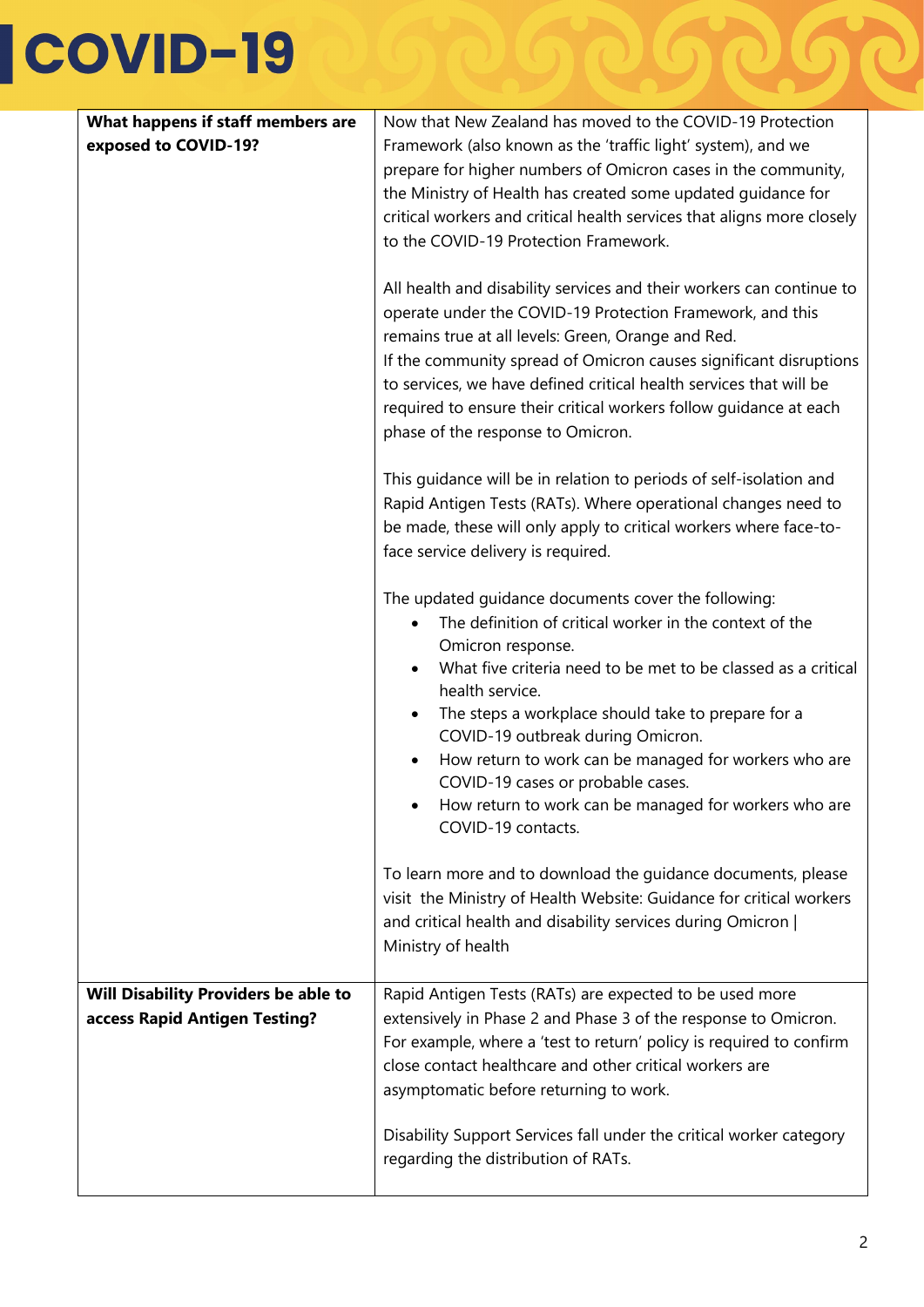# COVID-19

| | |
|---|---|
| **What happens if staff members are exposed to COVID-19?** | Now that New Zealand has moved to the COVID-19 Protection Framework (also known as the 'traffic light' system), and we prepare for higher numbers of Omicron cases in the community, the Ministry of Health has created some updated guidance for critical workers and critical health services that aligns more closely to the COVID-19 Protection Framework.<br><br>All health and disability services and their workers can continue to operate under the COVID-19 Protection Framework, and this remains true at all levels: Green, Orange and Red.<br>If the community spread of Omicron causes significant disruptions to services, we have defined critical health services that will be required to ensure their critical workers follow guidance at each phase of the response to Omicron.<br><br>This guidance will be in relation to periods of self-isolation and Rapid Antigen Tests (RATs). Where operational changes need to be made, these will only apply to critical workers where face-to-face service delivery is required.<br><br>The updated guidance documents cover the following:<br>• The definition of critical worker in the context of the Omicron response.<br>• What five criteria need to be met to be classed as a critical health service.<br>• The steps a workplace should take to prepare for a COVID-19 outbreak during Omicron.<br>• How return to work can be managed for workers who are COVID-19 cases or probable cases.<br>• How return to work can be managed for workers who are COVID-19 contacts.<br><br>To learn more and to download the guidance documents, please visit the Ministry of Health Website: Guidance for critical workers and critical health and disability services during Omicron \| Ministry of health |
| **Will Disability Providers be able to access Rapid Antigen Testing?** | Rapid Antigen Tests (RATs) are expected to be used more extensively in Phase 2 and Phase 3 of the response to Omicron. For example, where a 'test to return' policy is required to confirm close contact healthcare and other critical workers are asymptomatic before returning to work.<br><br>Disability Support Services fall under the critical worker category regarding the distribution of RATs. |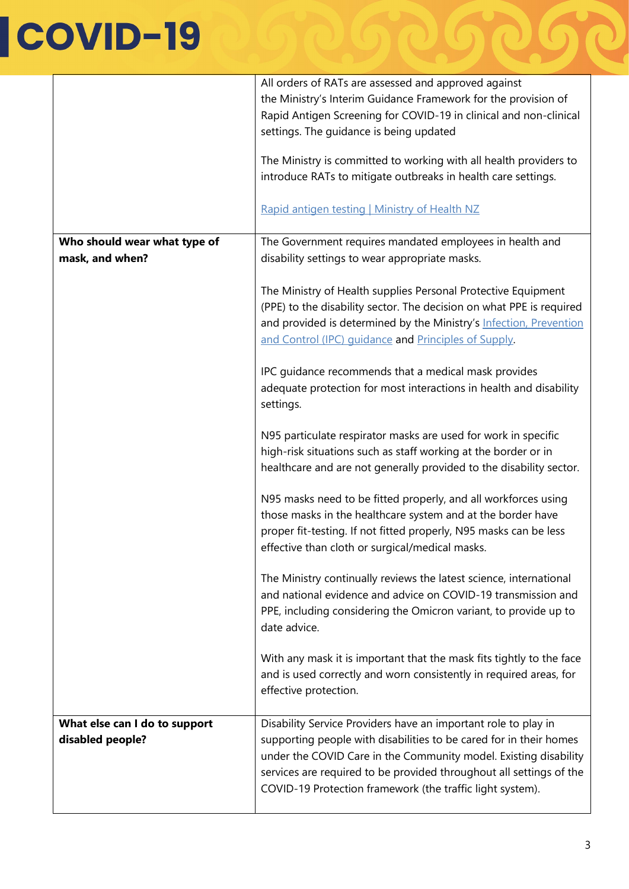| | |
|---|---|
| | All orders of RATs are assessed and approved against the Ministry's Interim Guidance Framework for the provision of Rapid Antigen Screening for COVID-19 in clinical and non-clinical settings. The guidance is being updated<br><br>The Ministry is committed to working with all health providers to introduce RATs to mitigate outbreaks in health care settings.<br><br>[Rapid antigen testing \| Ministry of Health NZ] |
| **Who should wear what type of mask, and when?** | The Government requires mandated employees in health and disability settings to wear appropriate masks.<br><br>The Ministry of Health supplies Personal Protective Equipment (PPE) to the disability sector. The decision on what PPE is required and provided is determined by the Ministry's Infection, Prevention and Control (IPC) guidance and Principles of Supply.<br><br>IPC guidance recommends that a medical mask provides adequate protection for most interactions in health and disability settings.<br><br>N95 particulate respirator masks are used for work in specific high-risk situations such as staff working at the border or in healthcare and are not generally provided to the disability sector.<br><br>N95 masks need to be fitted properly, and all workforces using those masks in the healthcare system and at the border have proper fit-testing. If not fitted properly, N95 masks can be less effective than cloth or surgical/medical masks.<br><br>The Ministry continually reviews the latest science, international and national evidence and advice on COVID-19 transmission and PPE, including considering the Omicron variant, to provide up to date advice.<br><br>With any mask it is important that the mask fits tightly to the face and is used correctly and worn consistently in required areas, for effective protection. |
| **What else can I do to support disabled people?** | Disability Service Providers have an important role to play in supporting people with disabilities to be cared for in their homes under the COVID Care in the Community model. Existing disability services are required to be provided throughout all settings of the COVID-19 Protection framework (the traffic light system). |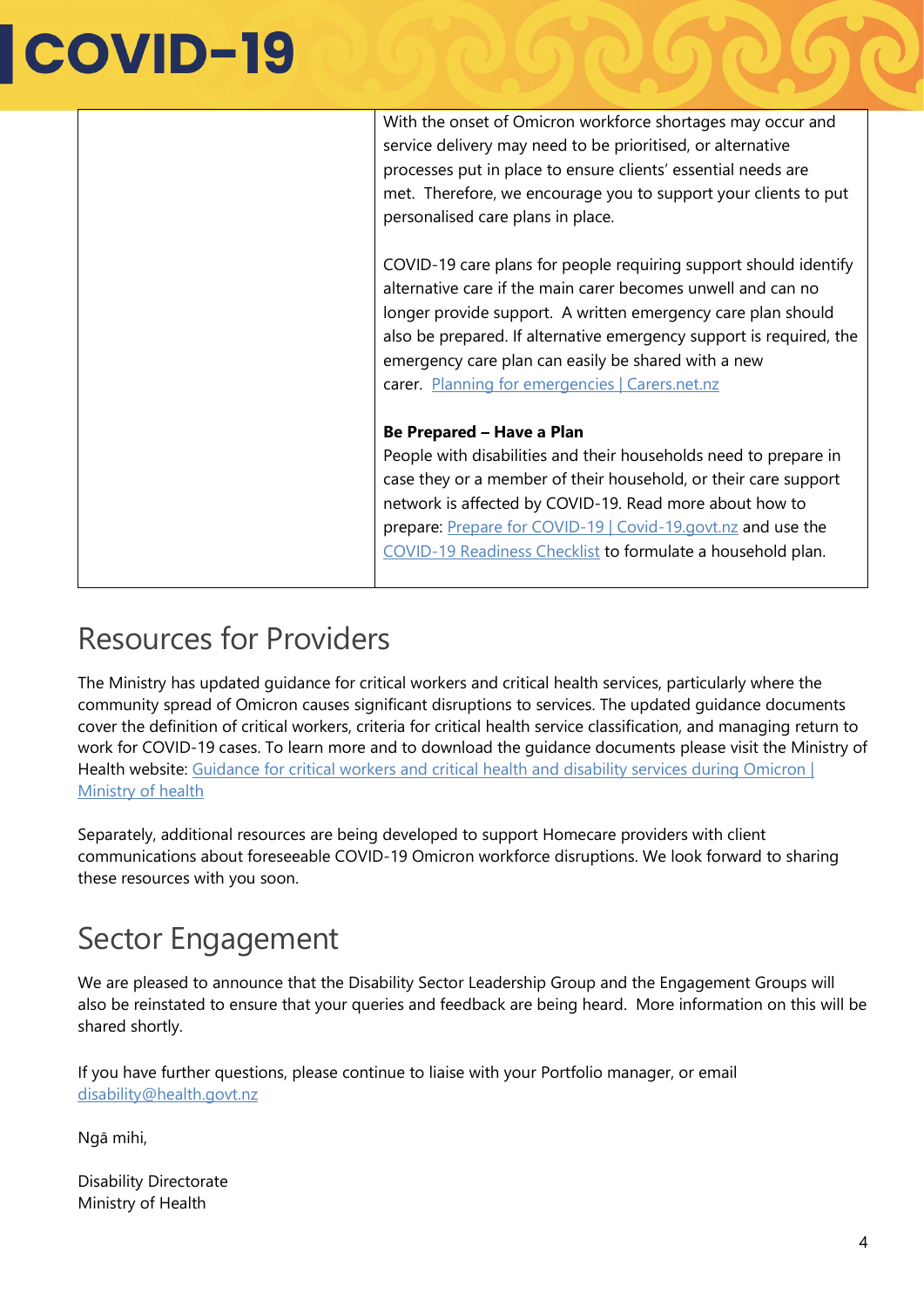| | |
|---|---|
| | With the onset of Omicron workforce shortages may occur and service delivery may need to be prioritised, or alternative processes put in place to ensure clients' essential needs are met. Therefore, we encourage you to support your clients to put personalised care plans in place.<br><br>COVID-19 care plans for people requiring support should identify alternative care if the main carer becomes unwell and can no longer provide support. A written emergency care plan should also be prepared. If alternative emergency support is required, the emergency care plan can easily be shared with a new carer. [Planning for emergencies \| Carers.net.nz]()<br><br>**Be Prepared – Have a Plan**<br>People with disabilities and their households need to prepare in case they or a member of their household, or their care support network is affected by COVID-19. Read more about how to prepare: [Prepare for COVID-19 \| Covid-19.govt.nz]() and use the [COVID-19 Readiness Checklist]() to formulate a household plan. |

## Resources for Providers

The Ministry has updated guidance for critical workers and critical health services, particularly where the community spread of Omicron causes significant disruptions to services. The updated guidance documents cover the definition of critical workers, criteria for critical health service classification, and managing return to work for COVID-19 cases. To learn more and to download the guidance documents please visit the Ministry of Health website: [Guidance for critical workers and critical health and disability services during Omicron | Ministry of health]()

Separately, additional resources are being developed to support Homecare providers with client communications about foreseeable COVID-19 Omicron workforce disruptions. We look forward to sharing these resources with you soon.

## Sector Engagement

We are pleased to announce that the Disability Sector Leadership Group and the Engagement Groups will also be reinstated to ensure that your queries and feedback are being heard. More information on this will be shared shortly.

If you have further questions, please continue to liaise with your Portfolio manager, or email disability@health.govt.nz

Ngā mihi,

Disability Directorate
Ministry of Health